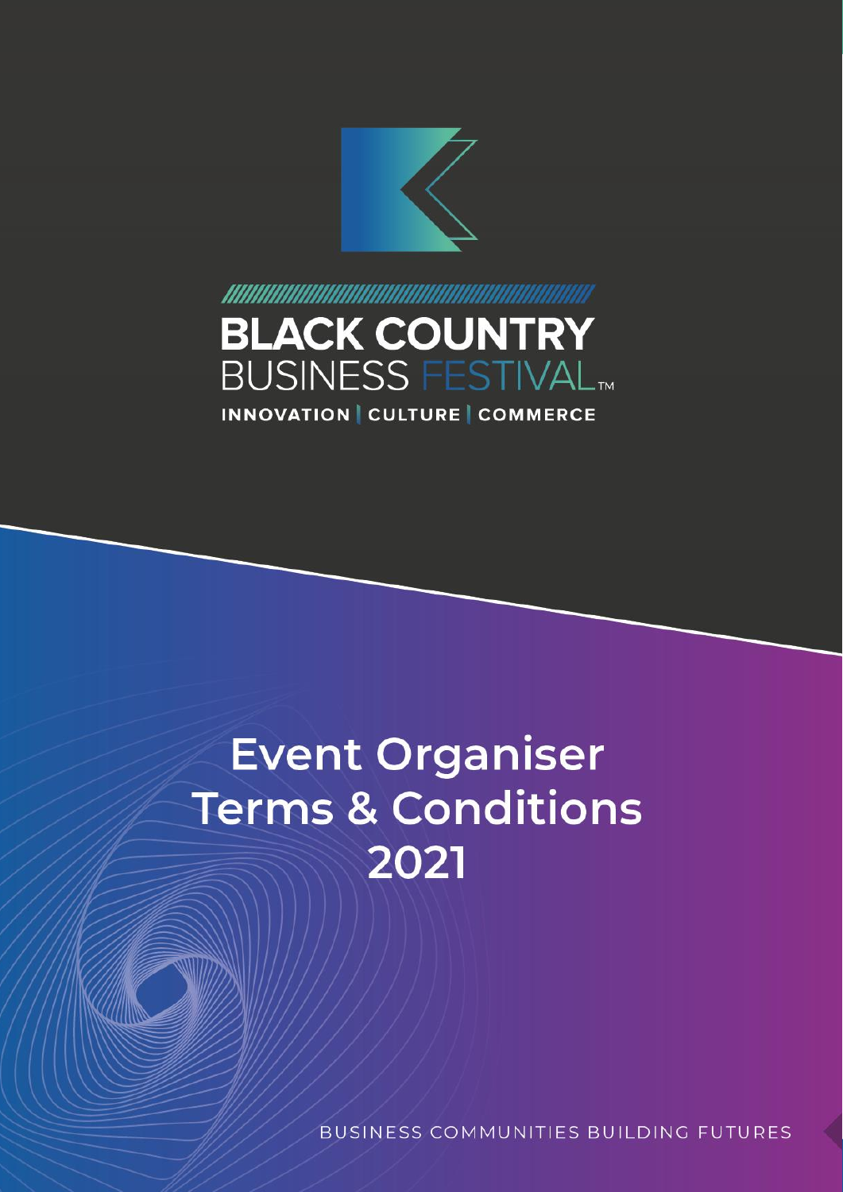# BLACK COUNTRY BUSINESS FESTIVAL™

INNOVATION | CULTURE | COMMERCE

# Event Organiser Terms & Conditions 2021

BUSINESS COMMUNITIES BUILDING FUTURES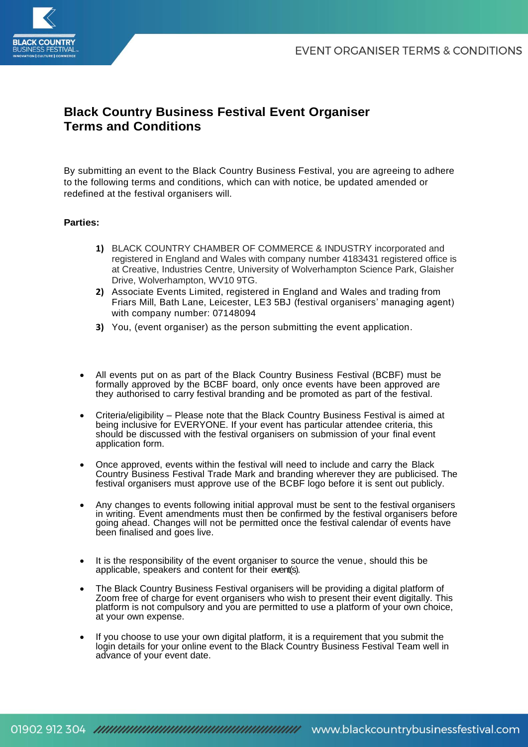# Black Country Business Festival Event Organiser Terms and Conditions

By submitting an event to the Black Country Business Festival, you are agreeing to adhere to the following terms and conditions, which can with notice, be updated amended or redefined at the festival organisers will.

**Parties:**

1) BLACK COUNTRY CHAMBER OF COMMERCE & INDUSTRY incorporated and registered in England and Wales with company number 4183431 registered office is at Creative, Industries Centre, University of Wolverhampton Science Park, Glaisher Drive, Wolverhampton, WV10 9TG.
2) Associate Events Limited, registered in England and Wales and trading from Friars Mill, Bath Lane, Leicester, LE3 5BJ (festival organisers' managing agent) with company number: 07148094
3) You, (event organiser) as the person submitting the event application.

- All events put on as part of the Black Country Business Festival (BCBF) must be formally approved by the BCBF board, only once events have been approved are they authorised to carry festival branding and be promoted as part of the festival.
- Criteria/eligibility – Please note that the Black Country Business Festival is aimed at being inclusive for EVERYONE. If your event has particular attendee criteria, this should be discussed with the festival organisers on submission of your final event application form.
- Once approved, events within the festival will need to include and carry the Black Country Business Festival Trade Mark and branding wherever they are publicised. The festival organisers must approve use of the BCBF logo before it is sent out publicly.
- Any changes to events following initial approval must be sent to the festival organisers in writing. Event amendments must then be confirmed by the festival organisers before going ahead. Changes will not be permitted once the festival calendar of events have been finalised and goes live.
- It is the responsibility of the event organiser to source the venue, should this be applicable, speakers and content for their event(s).
- The Black Country Business Festival organisers will be providing a digital platform of Zoom free of charge for event organisers who wish to present their event digitally. This platform is not compulsory and you are permitted to use a platform of your own choice, at your own expense.
- If you choose to use your own digital platform, it is a requirement that you submit the login details for your online event to the Black Country Business Festival Team well in advance of your event date.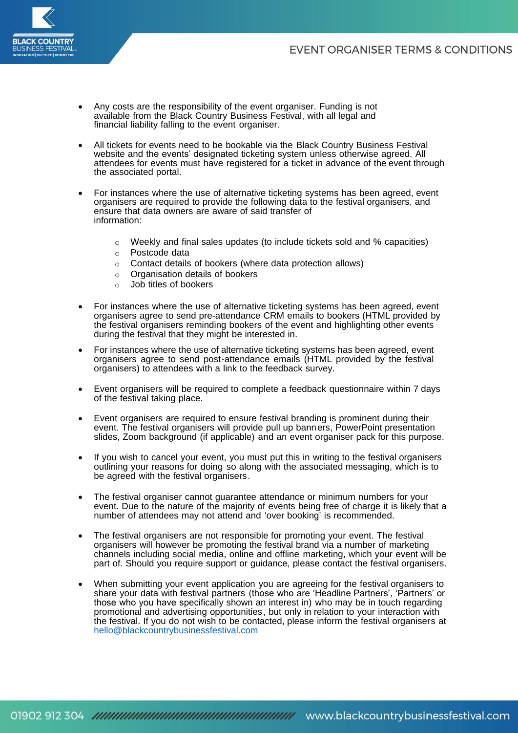- Any costs are the responsibility of the event organiser. Funding is not available from the Black Country Business Festival, with all legal and financial liability falling to the event organiser.

- All tickets for events need to be bookable via the Black Country Business Festival website and the events' designated ticketing system unless otherwise agreed. All attendees for events must have registered for a ticket in advance of the event through the associated portal.

- For instances where the use of alternative ticketing systems has been agreed, event organisers are required to provide the following data to the festival organisers, and ensure that data owners are aware of said transfer of information:

    - Weekly and final sales updates (to include tickets sold and % capacities)
    - Postcode data
    - Contact details of bookers (where data protection allows)
    - Organisation details of bookers
    - Job titles of bookers

- For instances where the use of alternative ticketing systems has been agreed, event organisers agree to send pre-attendance CRM emails to bookers (HTML provided by the festival organisers reminding bookers of the event and highlighting other events during the festival that they might be interested in.

- For instances where the use of alternative ticketing systems has been agreed, event organisers agree to send post-attendance emails (HTML provided by the festival organisers) to attendees with a link to the feedback survey.

- Event organisers will be required to complete a feedback questionnaire within 7 days of the festival taking place.

- Event organisers are required to ensure festival branding is prominent during their event. The festival organisers will provide pull up banners, PowerPoint presentation slides, Zoom background (if applicable) and an event organiser pack for this purpose.

- If you wish to cancel your event, you must put this in writing to the festival organisers outlining your reasons for doing so along with the associated messaging, which is to be agreed with the festival organisers.

- The festival organiser cannot guarantee attendance or minimum numbers for your event. Due to the nature of the majority of events being free of charge it is likely that a number of attendees may not attend and 'over booking' is recommended.

- The festival organisers are not responsible for promoting your event. The festival organisers will however be promoting the festival brand via a number of marketing channels including social media, online and offline marketing, which your event will be part of. Should you require support or guidance, please contact the festival organisers.

- When submitting your event application you are agreeing for the festival organisers to share your data with festival partners (those who are 'Headline Partners', 'Partners' or those who you have specifically shown an interest in) who may be in touch regarding promotional and advertising opportunities, but only in relation to your interaction with the festival. If you do not wish to be contacted, please inform the festival organisers at hello@blackcountrybusinessfestival.com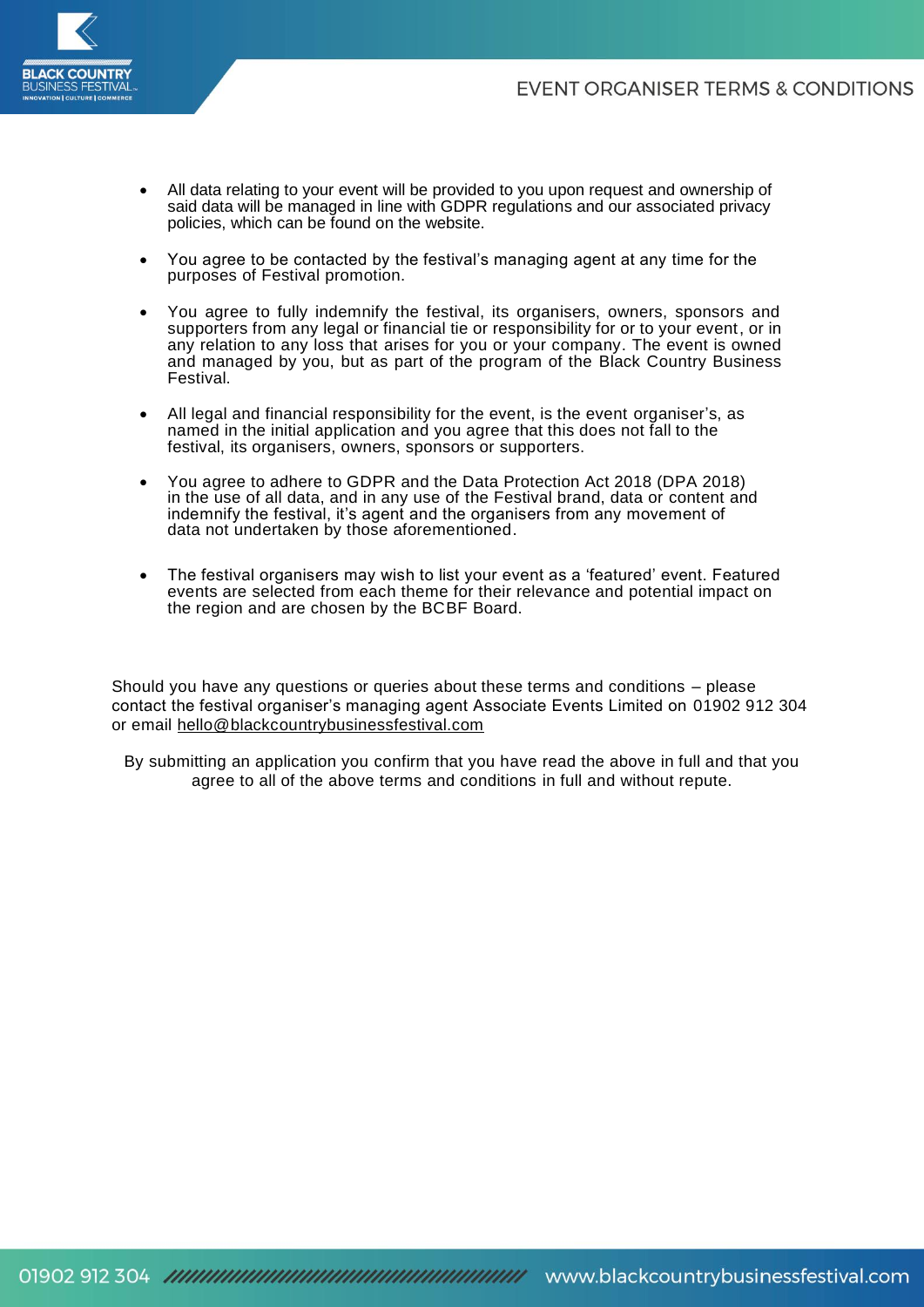- All data relating to your event will be provided to you upon request and ownership of said data will be managed in line with GDPR regulations and our associated privacy policies, which can be found on the website.

- You agree to be contacted by the festival's managing agent at any time for the purposes of Festival promotion.

- You agree to fully indemnify the festival, its organisers, owners, sponsors and supporters from any legal or financial tie or responsibility for or to your event, or in any relation to any loss that arises for you or your company. The event is owned and managed by you, but as part of the program of the Black Country Business Festival.

- All legal and financial responsibility for the event, is the event organiser's, as named in the initial application and you agree that this does not fall to the festival, its organisers, owners, sponsors or supporters.

- You agree to adhere to GDPR and the Data Protection Act 2018 (DPA 2018) in the use of all data, and in any use of the Festival brand, data or content and indemnify the festival, it's agent and the organisers from any movement of data not undertaken by those aforementioned.

- The festival organisers may wish to list your event as a 'featured' event. Featured events are selected from each theme for their relevance and potential impact on the region and are chosen by the BCBF Board.

Should you have any questions or queries about these terms and conditions – please contact the festival organiser's managing agent Associate Events Limited on 01902 912 304 or email hello@blackcountrybusinessfestival.com

By submitting an application you confirm that you have read the above in full and that you agree to all of the above terms and conditions in full and without repute.